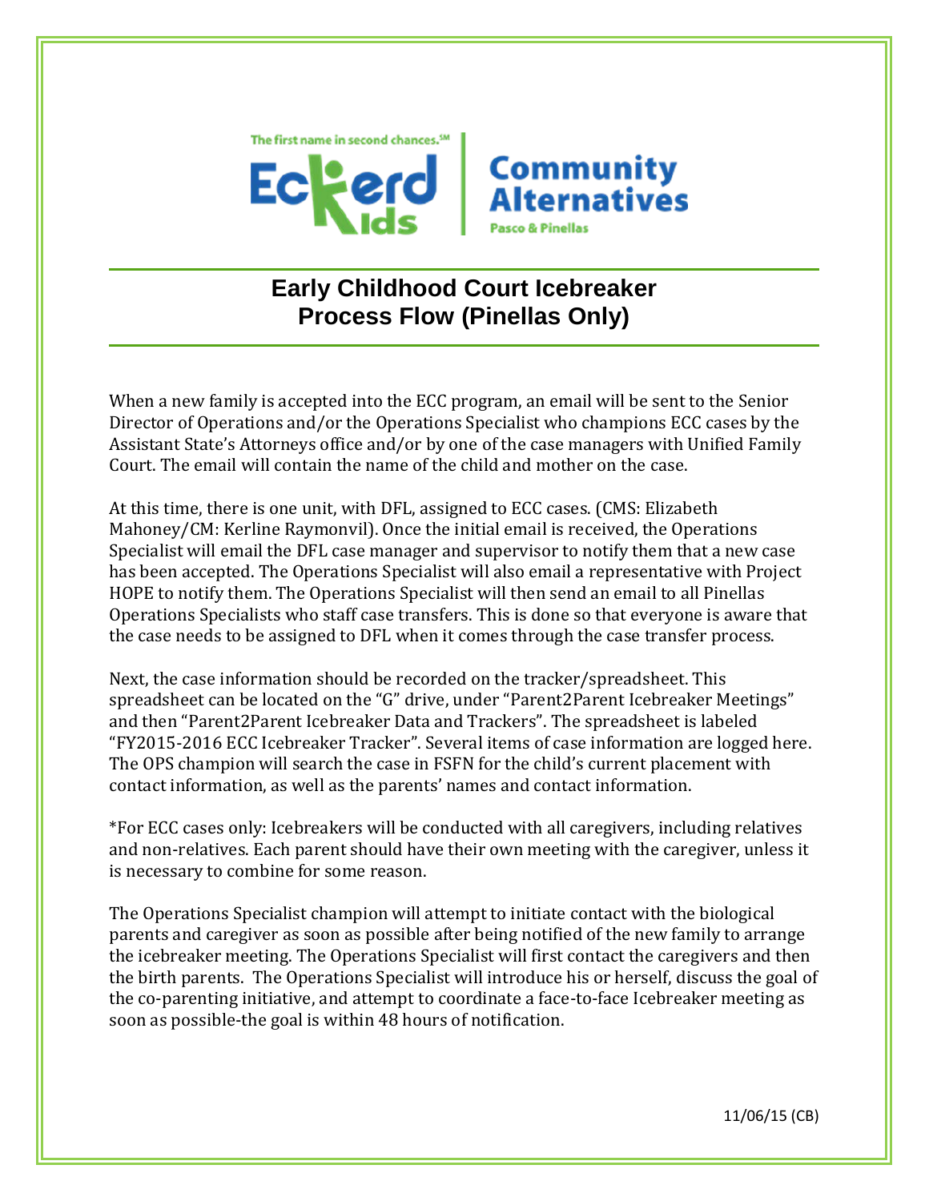The first name in second chances.℠

Eckerd Kids | Community Alternatives Pasco & Pinellas

# Early Childhood Court Icebreaker Process Flow (Pinellas Only)

When a new family is accepted into the ECC program, an email will be sent to the Senior Director of Operations and/or the Operations Specialist who champions ECC cases by the Assistant State's Attorneys office and/or by one of the case managers with Unified Family Court. The email will contain the name of the child and mother on the case.

At this time, there is one unit, with DFL, assigned to ECC cases. (CMS: Elizabeth Mahoney/CM: Kerline Raymonvil). Once the initial email is received, the Operations Specialist will email the DFL case manager and supervisor to notify them that a new case has been accepted. The Operations Specialist will also email a representative with Project HOPE to notify them. The Operations Specialist will then send an email to all Pinellas Operations Specialists who staff case transfers. This is done so that everyone is aware that the case needs to be assigned to DFL when it comes through the case transfer process.

Next, the case information should be recorded on the tracker/spreadsheet. This spreadsheet can be located on the "G" drive, under "Parent2Parent Icebreaker Meetings" and then "Parent2Parent Icebreaker Data and Trackers". The spreadsheet is labeled "FY2015-2016 ECC Icebreaker Tracker". Several items of case information are logged here. The OPS champion will search the case in FSFN for the child's current placement with contact information, as well as the parents' names and contact information.

*For ECC cases only: Icebreakers will be conducted with all caregivers, including relatives and non-relatives. Each parent should have their own meeting with the caregiver, unless it is necessary to combine for some reason.

The Operations Specialist champion will attempt to initiate contact with the biological parents and caregiver as soon as possible after being notified of the new family to arrange the icebreaker meeting. The Operations Specialist will first contact the caregivers and then the birth parents. The Operations Specialist will introduce his or herself, discuss the goal of the co-parenting initiative, and attempt to coordinate a face-to-face Icebreaker meeting as soon as possible-the goal is within 48 hours of notification.

11/06/15 (CB)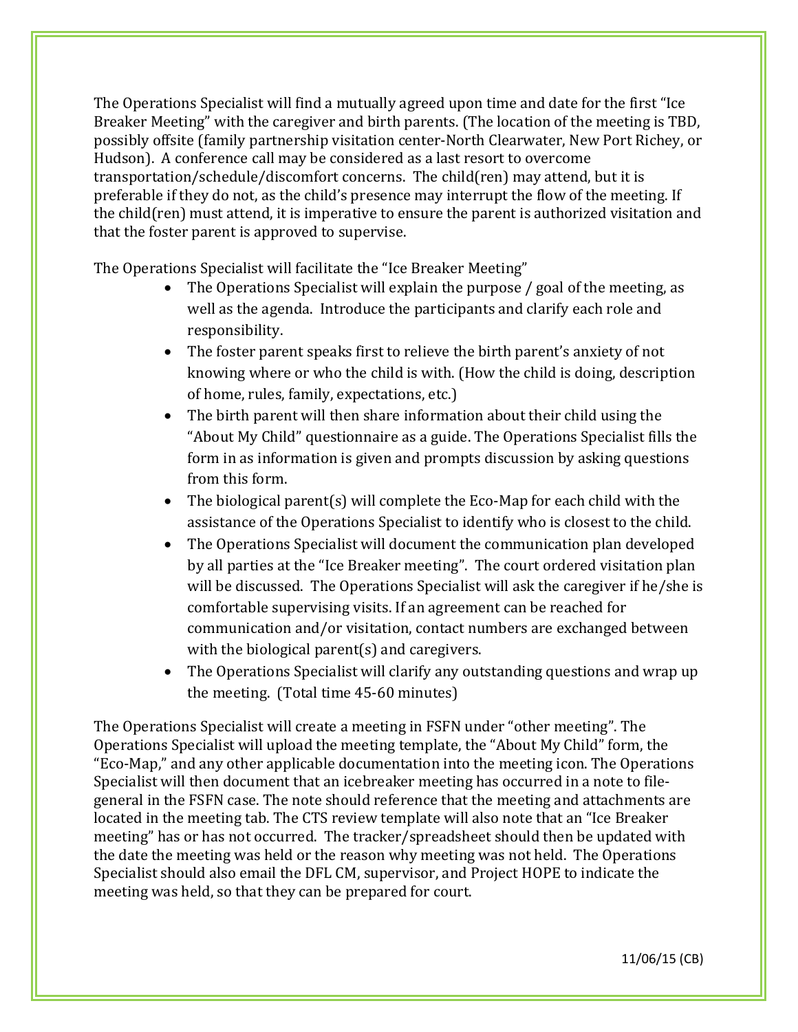The Operations Specialist will find a mutually agreed upon time and date for the first "Ice Breaker Meeting" with the caregiver and birth parents. (The location of the meeting is TBD, possibly offsite (family partnership visitation center-North Clearwater, New Port Richey, or Hudson). A conference call may be considered as a last resort to overcome transportation/schedule/discomfort concerns. The child(ren) may attend, but it is preferable if they do not, as the child's presence may interrupt the flow of the meeting. If the child(ren) must attend, it is imperative to ensure the parent is authorized visitation and that the foster parent is approved to supervise.

The Operations Specialist will facilitate the "Ice Breaker Meeting"

- The Operations Specialist will explain the purpose / goal of the meeting, as well as the agenda. Introduce the participants and clarify each role and responsibility.
- The foster parent speaks first to relieve the birth parent's anxiety of not knowing where or who the child is with. (How the child is doing, description of home, rules, family, expectations, etc.)
- The birth parent will then share information about their child using the "About My Child" questionnaire as a guide. The Operations Specialist fills the form in as information is given and prompts discussion by asking questions from this form.
- The biological parent(s) will complete the Eco-Map for each child with the assistance of the Operations Specialist to identify who is closest to the child.
- The Operations Specialist will document the communication plan developed by all parties at the "Ice Breaker meeting". The court ordered visitation plan will be discussed. The Operations Specialist will ask the caregiver if he/she is comfortable supervising visits. If an agreement can be reached for communication and/or visitation, contact numbers are exchanged between with the biological parent(s) and caregivers.
- The Operations Specialist will clarify any outstanding questions and wrap up the meeting. (Total time 45-60 minutes)

The Operations Specialist will create a meeting in FSFN under "other meeting". The Operations Specialist will upload the meeting template, the "About My Child" form, the "Eco-Map," and any other applicable documentation into the meeting icon. The Operations Specialist will then document that an icebreaker meeting has occurred in a note to file-general in the FSFN case. The note should reference that the meeting and attachments are located in the meeting tab. The CTS review template will also note that an "Ice Breaker meeting" has or has not occurred. The tracker/spreadsheet should then be updated with the date the meeting was held or the reason why meeting was not held. The Operations Specialist should also email the DFL CM, supervisor, and Project HOPE to indicate the meeting was held, so that they can be prepared for court.

11/06/15 (CB)